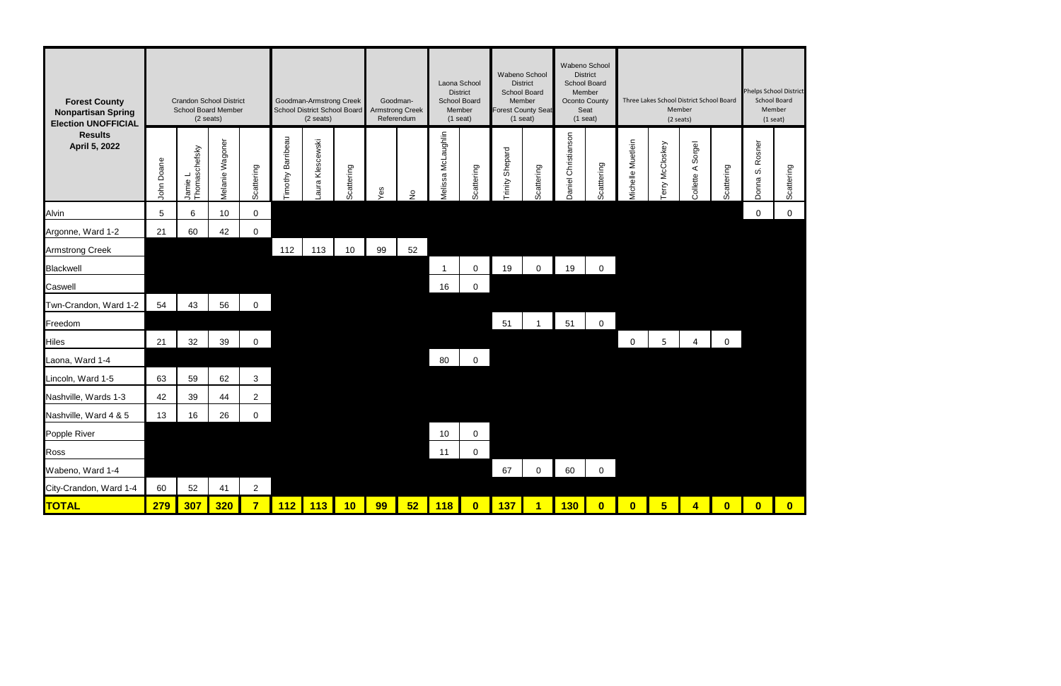| Forest County Nonpartisan Spring Election UNOFFICIAL Results April 5, 2022 | Crandon School District School Board Member (2 seats) | | | | Goodman-Armstrong Creek School District School Board (2 seats) | | | Goodman-Armstrong Creek Referendum | | Laona School District School Board Member (1 seat) | | Wabeno School District School Board Member Forest County Seat (1 seat) | | Wabeno School District School Board Member Oconto County Seat (1 seat) | | Three Lakes School District School Board Member (2 seats) | | | | Phelps School District School Board Member (1 seat) | |
|---|---|---|---|---|---|---|---|---|---|---|---|---|---|---|---|---|---|---|---|---|---|
| | John Doane | Jamie L Thomaschefsky | Melanie Wagoner | Scattering | Timothy Baribeau | Laura Klescewski | Scattering | Yes | No | Melissa McLaughlin | Scattering | Trinity Shepard | Scattering | Daniel Christianson | Scatttering | Michelle Muellein | Terry McCloskey | Collette A Sorgel | Scattering | Donna S. Rosner | Scattering |
| Alvin | 5 | 6 | 10 | 0 | | | | | | | | | | | | | | | | 0 | 0 |
| Argonne, Ward 1-2 | 21 | 60 | 42 | 0 | | | | | | | | | | | | | | | | | |
| Armstrong Creek | | | | | 112 | 113 | 10 | 99 | 52 | | | | | | | | | | | | |
| Blackwell | | | | | | | | | | 1 | 0 | 19 | 0 | 19 | 0 | | | | | | |
| Caswell | | | | | | | | | | 16 | 0 | | | | | | | | | | |
| Twn-Crandon, Ward 1-2 | 54 | 43 | 56 | 0 | | | | | | | | | | | | | | | | | |
| Freedom | | | | | | | | | | | | 51 | 1 | 51 | 0 | | | | | | |
| Hiles | 21 | 32 | 39 | 0 | | | | | | | | | | | | 0 | 5 | 4 | 0 | | |
| Laona, Ward 1-4 | | | | | | | | | | 80 | 0 | | | | | | | | | | |
| Lincoln, Ward 1-5 | 63 | 59 | 62 | 3 | | | | | | | | | | | | | | | | | |
| Nashville, Wards 1-3 | 42 | 39 | 44 | 2 | | | | | | | | | | | | | | | | | |
| Nashville, Ward 4 & 5 | 13 | 16 | 26 | 0 | | | | | | | | | | | | | | | | | |
| Popple River | | | | | | | | | | 10 | 0 | | | | | | | | | | |
| Ross | | | | | | | | | | 11 | 0 | | | | | | | | | | |
| Wabeno, Ward 1-4 | | | | | | | | | | | | 67 | 0 | 60 | 0 | | | | | | |
| City-Crandon, Ward 1-4 | 60 | 52 | 41 | 2 | | | | | | | | | | | | | | | | | |
| **TOTAL** | **279** | **307** | **320** | **7** | **112** | **113** | **10** | **99** | **52** | **118** | **0** | **137** | **1** | **130** | **0** | **0** | **5** | **4** | **0** | **0** | **0** |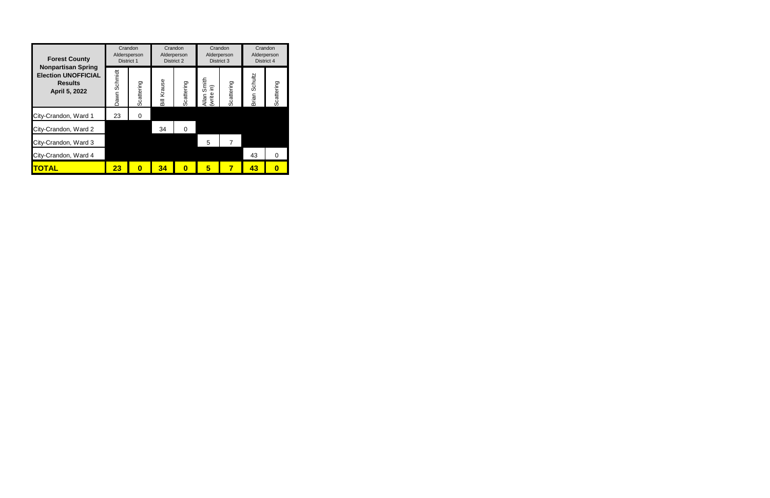| Forest County Nonpartisan Spring Election UNOFFICIAL Results April 5, 2022 | Crandon Aldersperson District 1 | | Crandon Alderperson District 2 | | Crandon Alderperson District 3 | | Crandon Alderperson District 4 | |
|---|---|---|---|---|---|---|---|---|
| | Dawn Schmidt | Scattering | Bill Krause | Scattering | Allan Smith (write in) | Scattering | Brian Schultz | Scattering |
| City-Crandon, Ward 1 | 23 | 0 | | | | | | |
| City-Crandon, Ward 2 | | | 34 | 0 | | | | |
| City-Crandon, Ward 3 | | | | | 5 | 7 | | |
| City-Crandon, Ward 4 | | | | | | | 43 | 0 |
| **TOTAL** | **23** | **0** | **34** | **0** | **5** | **7** | **43** | **0** |